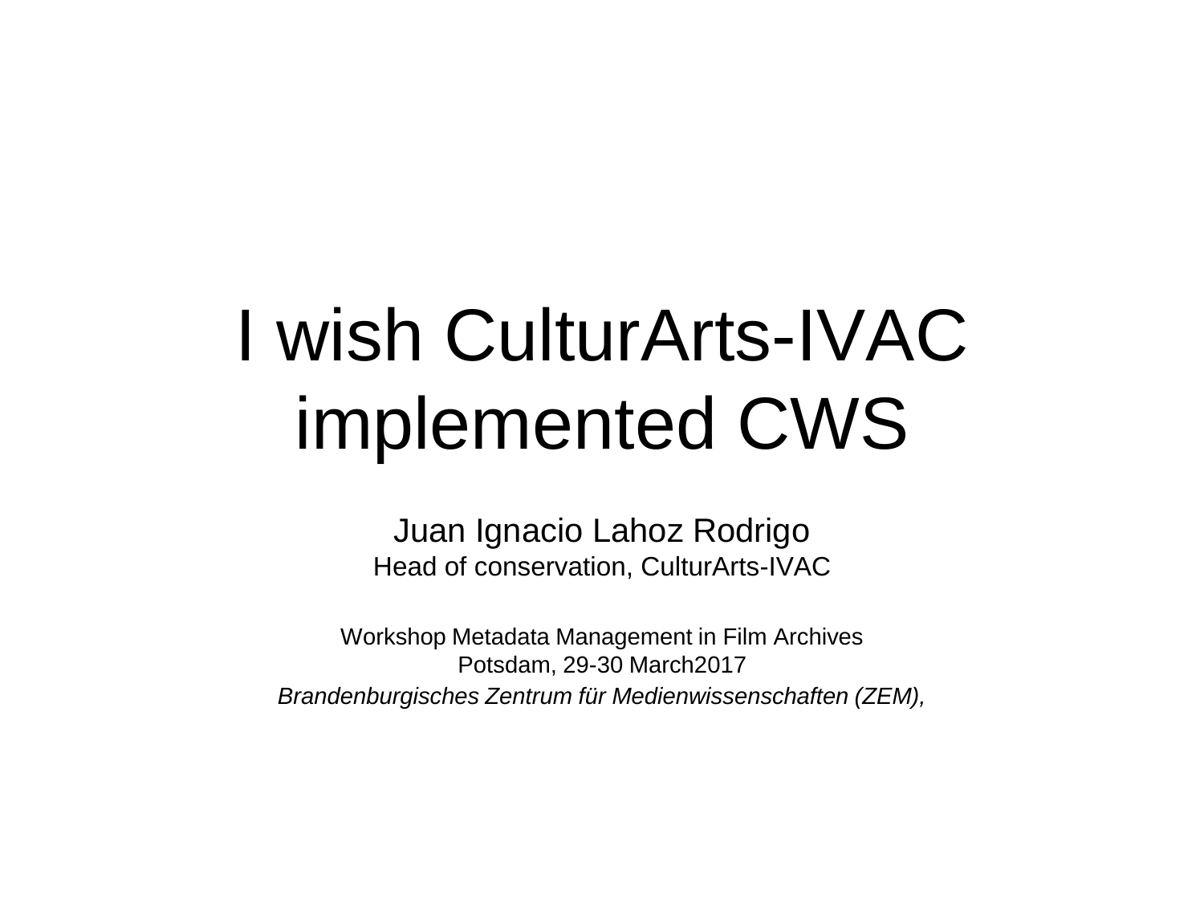# I wish CulturArts-IVAC implemented CWS

Juan Ignacio Lahoz Rodrigo
Head of conservation, CulturArts-IVAC

Workshop Metadata Management in Film Archives
Potsdam, 29-30 March2017
*Brandenburgisches Zentrum für Medienwissenschaften (ZEM),*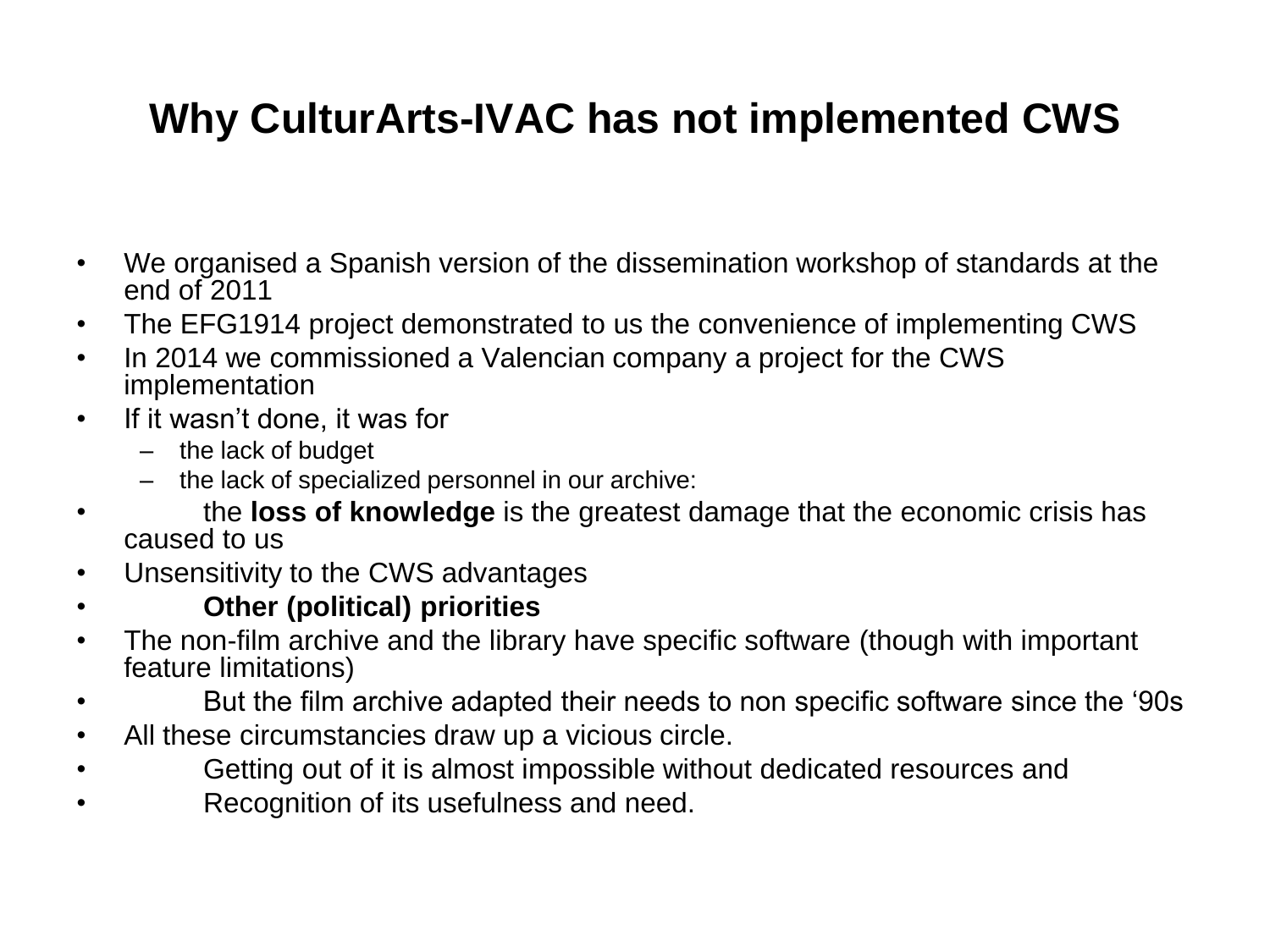# Why CulturArts-IVAC has not implemented CWS

- We organised a Spanish version of the dissemination workshop of standards at the end of 2011
- The EFG1914 project demonstrated to us the convenience of implementing CWS
- In 2014 we commissioned a Valencian company a project for the CWS implementation
- If it wasn't done, it was for
  - the lack of budget
  - the lack of specialized personnel in our archive:
- the **loss of knowledge** is the greatest damage that the economic crisis has caused to us
- Unsensitivity to the CWS advantages
- **Other (political) priorities**
- The non-film archive and the library have specific software (though with important feature limitations)
- But the film archive adapted their needs to non specific software since the '90s
- All these circumstancies draw up a vicious circle.
- Getting out of it is almost impossible without dedicated resources and
- Recognition of its usefulness and need.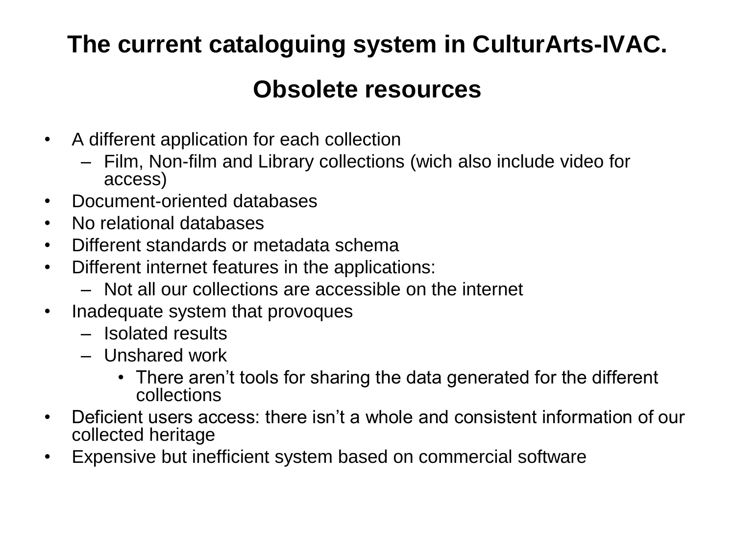# The current cataloguing system in CulturArts-IVAC.

## Obsolete resources

- A different application for each collection
  - Film, Non-film and Library collections (wich also include video for access)
- Document-oriented databases
- No relational databases
- Different standards or metadata schema
- Different internet features in the applications:
  - Not all our collections are accessible on the internet
- Inadequate system that provoques
  - Isolated results
  - Unshared work
    - There aren't tools for sharing the data generated for the different collections
- Deficient users access: there isn't a whole and consistent information of our collected heritage
- Expensive but inefficient system based on commercial software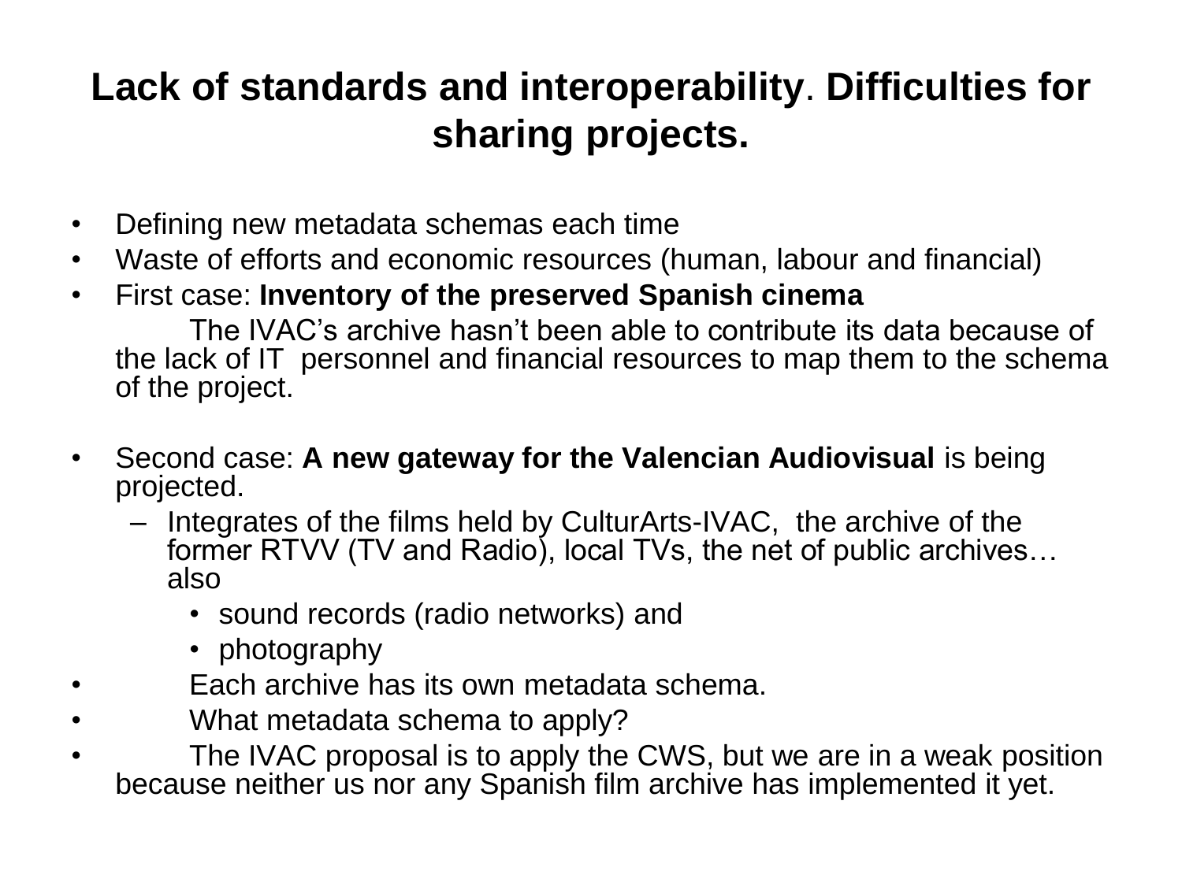# Lack of standards and interoperability. Difficulties for sharing projects.

- Defining new metadata schemas each time
- Waste of efforts and economic resources (human, labour and financial)
- First case: **Inventory of the preserved Spanish cinema**

  The IVAC's archive hasn't been able to contribute its data because of the lack of IT personnel and financial resources to map them to the schema of the project.

- Second case: **A new gateway for the Valencian Audiovisual** is being projected.
  - Integrates of the films held by CulturArts-IVAC, the archive of the former RTVV (TV and Radio), local TVs, the net of public archives… also
    - sound records (radio networks) and
    - photography
- Each archive has its own metadata schema.
- What metadata schema to apply?
- The IVAC proposal is to apply the CWS, but we are in a weak position because neither us nor any Spanish film archive has implemented it yet.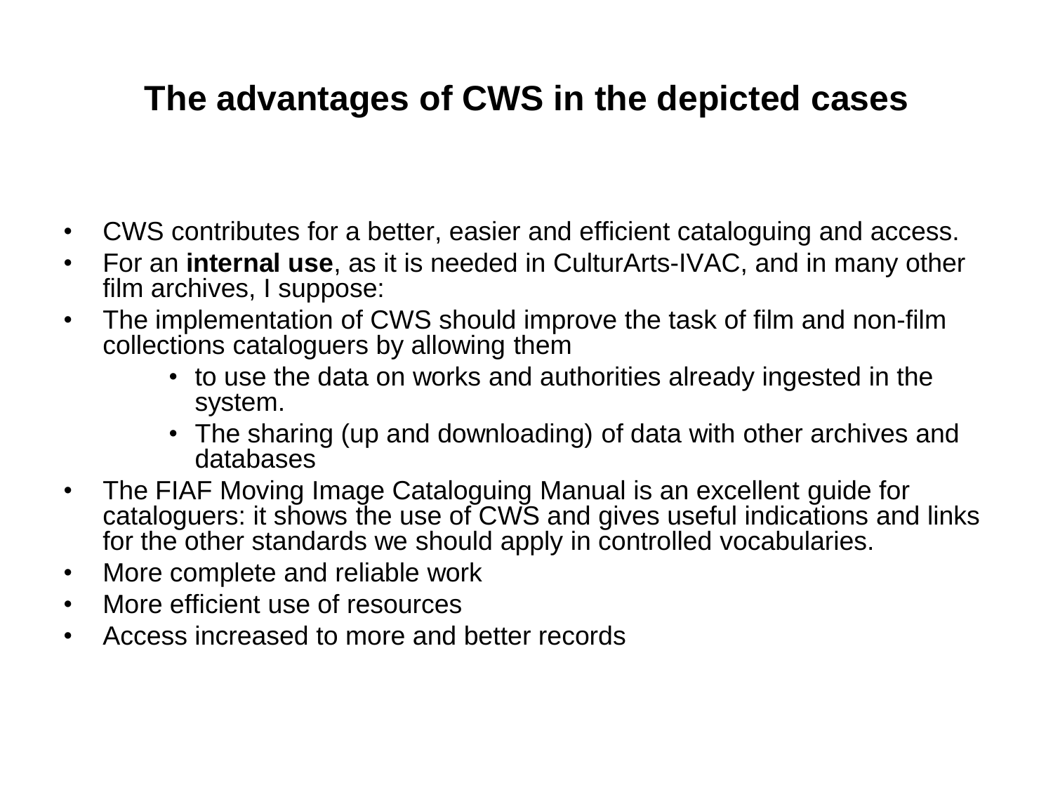# The advantages of CWS in the depicted cases

- CWS contributes for a better, easier and efficient cataloguing and access.
- For an **internal use**, as it is needed in CulturArts-IVAC, and in many other film archives, I suppose:
- The implementation of CWS should improve the task of film and non-film collections cataloguers by allowing them
  - to use the data on works and authorities already ingested in the system.
  - The sharing (up and downloading) of data with other archives and databases
- The FIAF Moving Image Cataloguing Manual is an excellent guide for cataloguers: it shows the use of CWS and gives useful indications and links for the other standards we should apply in controlled vocabularies.
- More complete and reliable work
- More efficient use of resources
- Access increased to more and better records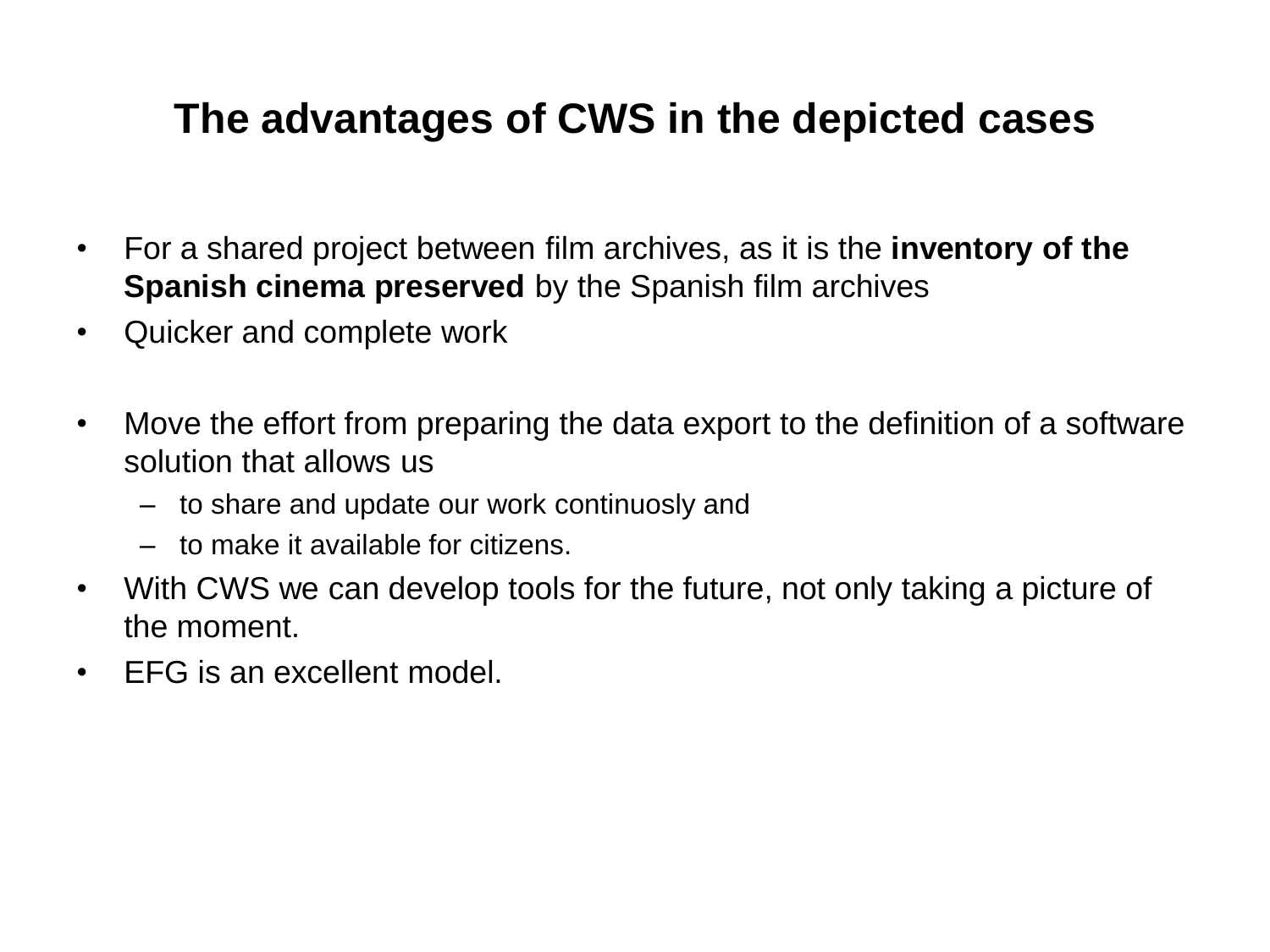# The advantages of CWS in the depicted cases

- For a shared project between film archives, as it is the **inventory of the Spanish cinema preserved** by the Spanish film archives
- Quicker and complete work

- Move the effort from preparing the data export to the definition of a software solution that allows us
  - to share and update our work continuosly and
  - to make it available for citizens.
- With CWS we can develop tools for the future, not only taking a picture of the moment.
- EFG is an excellent model.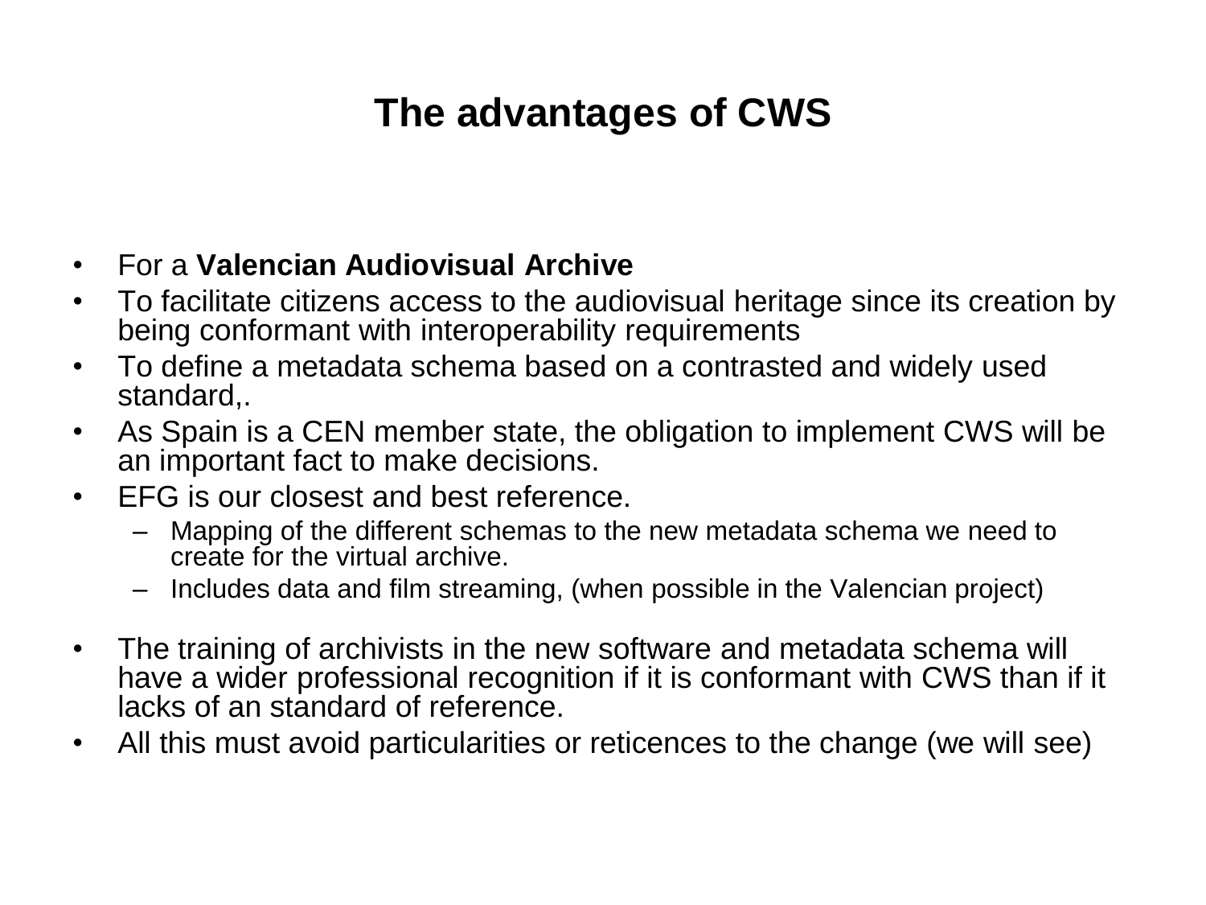# The advantages of CWS

- For a **Valencian Audiovisual Archive**
- To facilitate citizens access to the audiovisual heritage since its creation by being conformant with interoperability requirements
- To define a metadata schema based on a contrasted and widely used standard,.
- As Spain is a CEN member state, the obligation to implement CWS will be an important fact to make decisions.
- EFG is our closest and best reference.
  - Mapping of the different schemas to the new metadata schema we need to create for the virtual archive.
  - Includes data and film streaming, (when possible in the Valencian project)
- The training of archivists in the new software and metadata schema will have a wider professional recognition if it is conformant with CWS than if it lacks of an standard of reference.
- All this must avoid particularities or reticences to the change (we will see)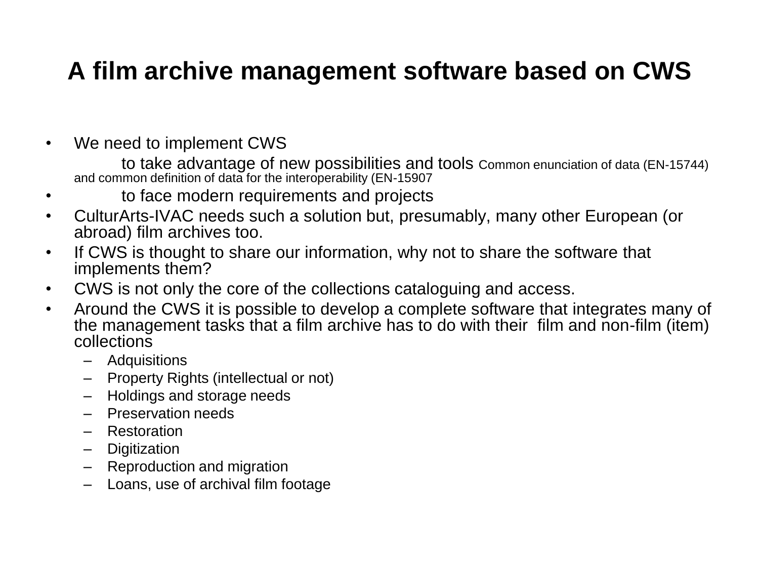# A film archive management software based on CWS

- We need to implement CWS

  to take advantage of new possibilities and tools Common enunciation of data (EN-15744) and common definition of data for the interoperability (EN-15907

- to face modern requirements and projects
- CulturArts-IVAC needs such a solution but, presumably, many other European (or abroad) film archives too.
- If CWS is thought to share our information, why not to share the software that implements them?
- CWS is not only the core of the collections cataloguing and access.
- Around the CWS it is possible to develop a complete software that integrates many of the management tasks that a film archive has to do with their film and non-film (item) collections
  - Adquisitions
  - Property Rights (intellectual or not)
  - Holdings and storage needs
  - Preservation needs
  - Restoration
  - Digitization
  - Reproduction and migration
  - Loans, use of archival film footage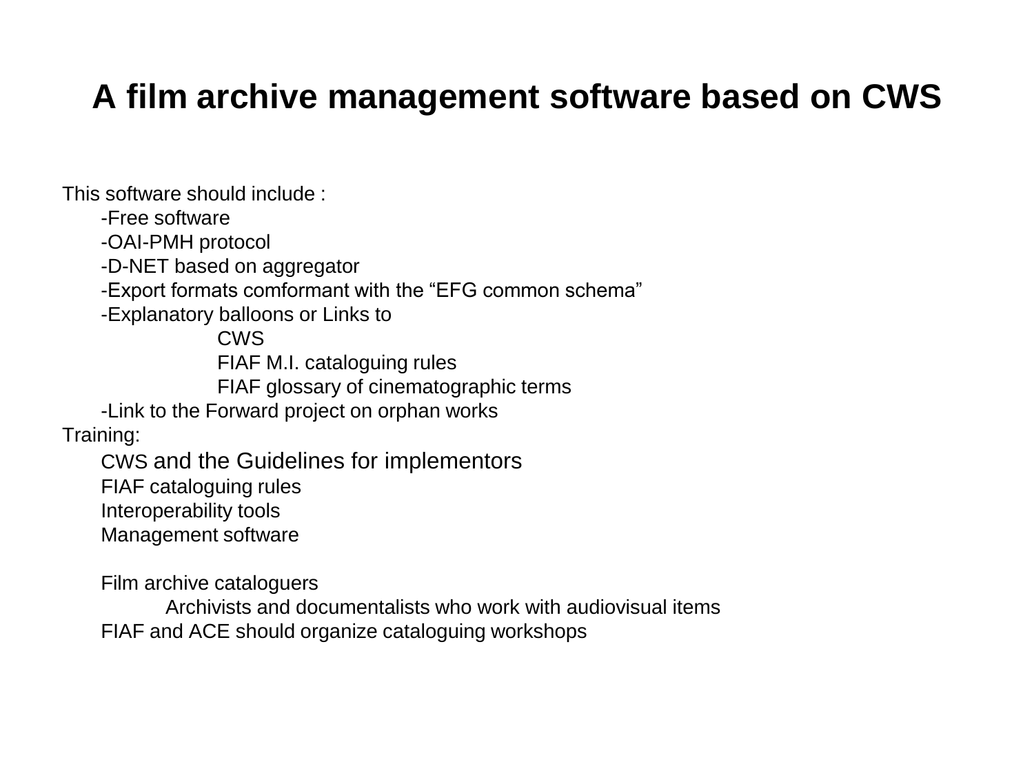# A film archive management software based on CWS

This software should include :

- -Free software
- -OAI-PMH protocol
- -D-NET based on aggregator
- -Export formats comformant with the “EFG common schema”
- -Explanatory balloons or Links to
  - CWS
  - FIAF M.I. cataloguing rules
  - FIAF glossary of cinematographic terms
- -Link to the Forward project on orphan works

Training:

- CWS and the Guidelines for implementors
- FIAF cataloguing rules
- Interoperability tools
- Management software

- Film archive cataloguers
  - Archivists and documentalists who work with audiovisual items
- FIAF and ACE should organize cataloguing workshops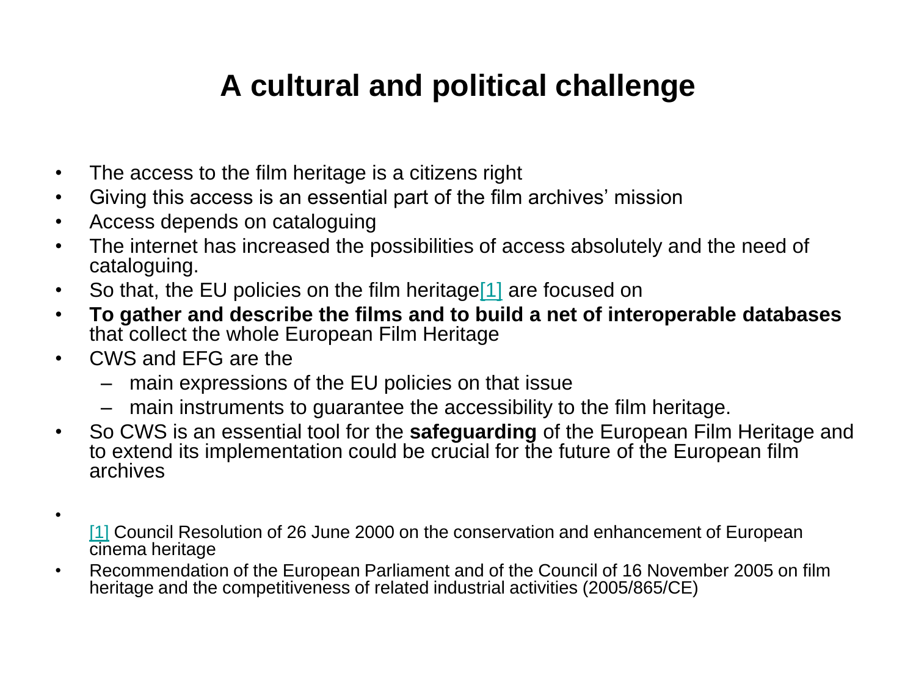# A cultural and political challenge

- The access to the film heritage is a citizens right
- Giving this access is an essential part of the film archives' mission
- Access depends on cataloguing
- The internet has increased the possibilities of access absolutely and the need of cataloguing.
- So that, the EU policies on the film heritage[1] are focused on
- **To gather and describe the films and to build a net of interoperable databases** that collect the whole European Film Heritage
- CWS and EFG are the
  - main expressions of the EU policies on that issue
  - main instruments to guarantee the accessibility to the film heritage.
- So CWS is an essential tool for the **safeguarding** of the European Film Heritage and to extend its implementation could be crucial for the future of the European film archives

- [1] Council Resolution of 26 June 2000 on the conservation and enhancement of European cinema heritage
- Recommendation of the European Parliament and of the Council of 16 November 2005 on film heritage and the competitiveness of related industrial activities (2005/865/CE)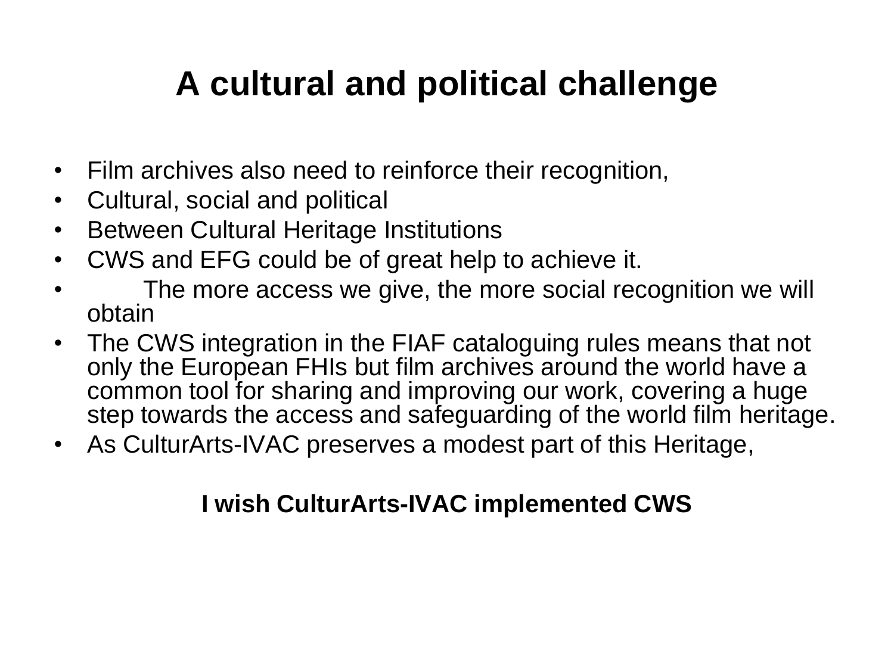# A cultural and political challenge

- Film archives also need to reinforce their recognition,
- Cultural, social and political
- Between Cultural Heritage Institutions
- CWS and EFG could be of great help to achieve it.
- The more access we give, the more social recognition we will obtain
- The CWS integration in the FIAF cataloguing rules means that not only the European FHIs but film archives around the world have a common tool for sharing and improving our work, covering a huge step towards the access and safeguarding of the world film heritage.
- As CulturArts-IVAC preserves a modest part of this Heritage,

**I wish CulturArts-IVAC implemented CWS**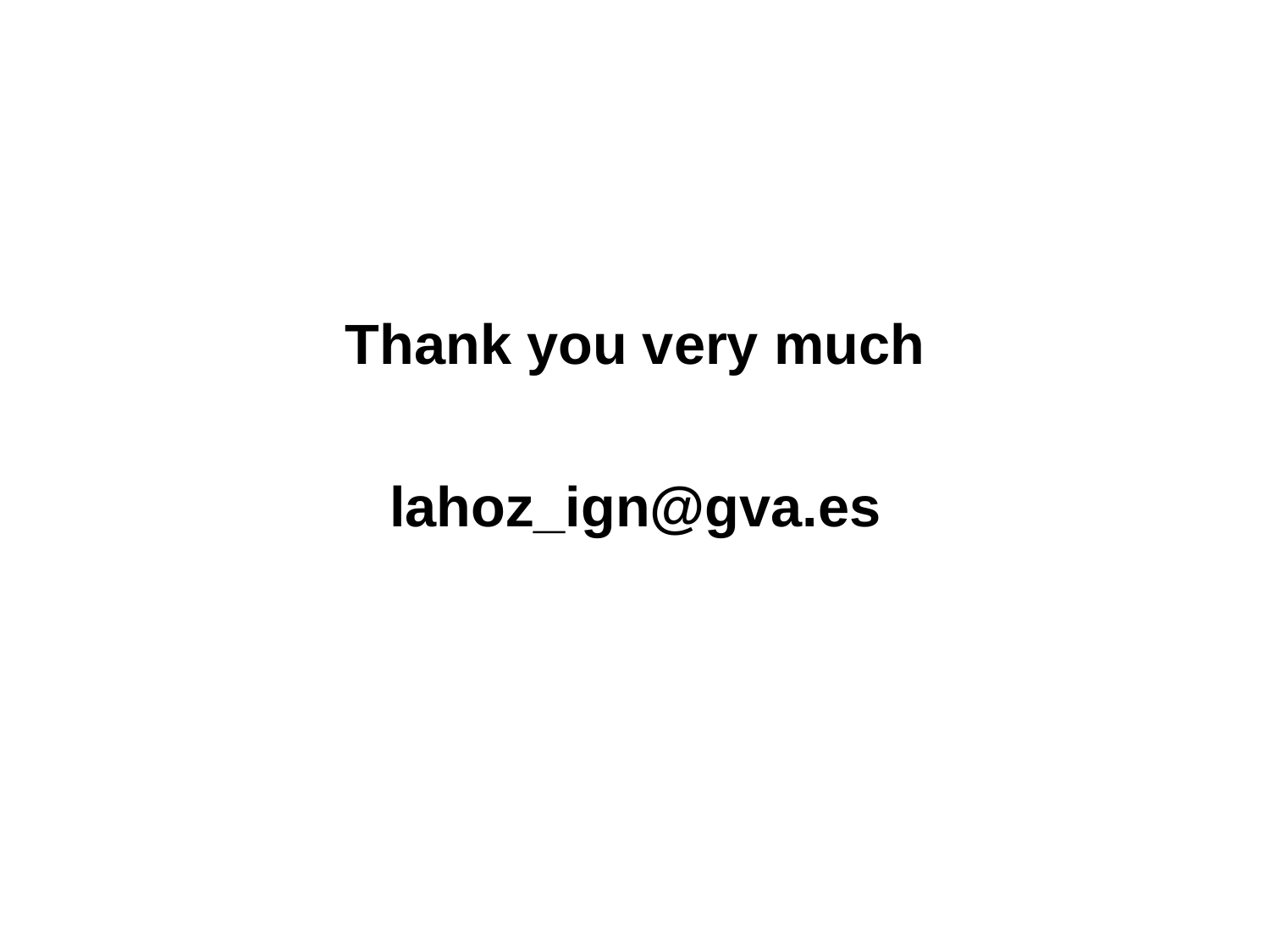**Thank you very much**

**lahoz_ign@gva.es**